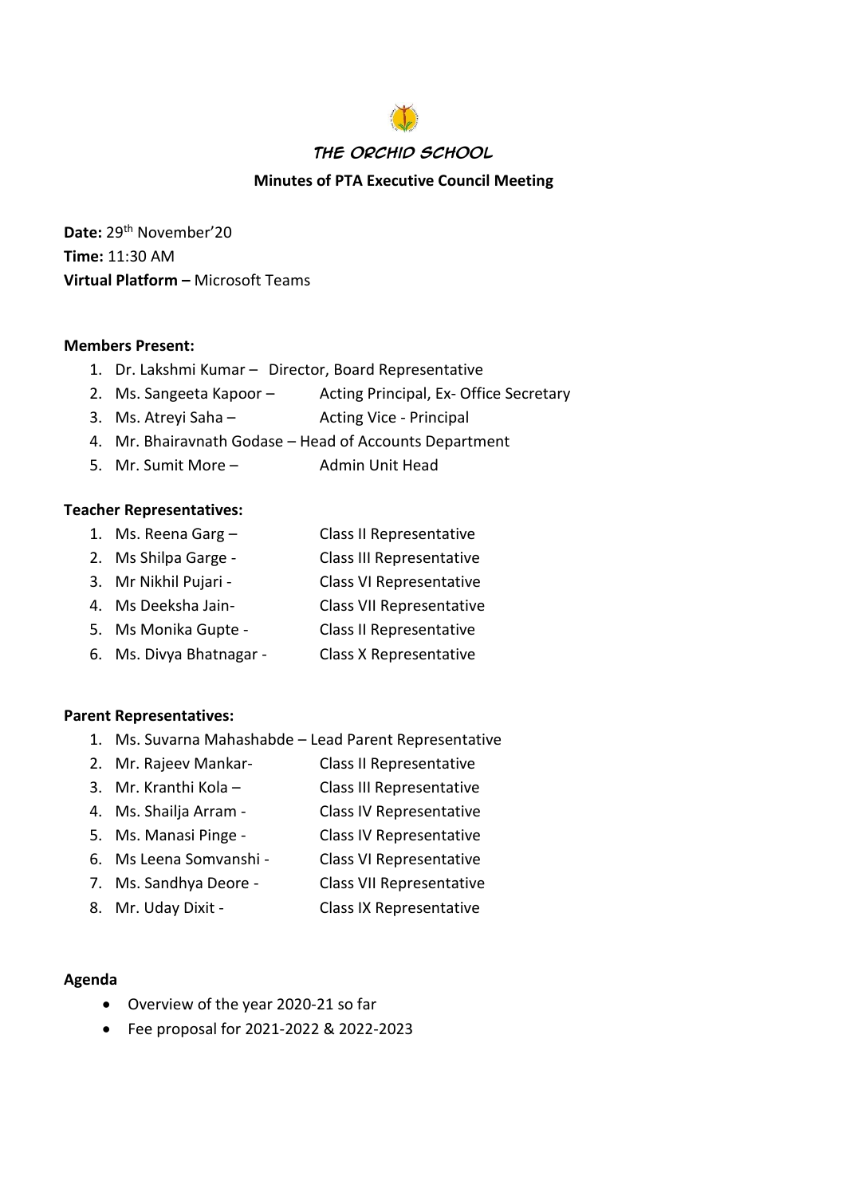# THE ORCHID SCHOOL

## Minutes of PTA Executive Council Meeting

**Date:** 29th November'20
**Time:** 11:30 AM
**Virtual Platform –** Microsoft Teams

**Members Present:**

1. Dr. Lakshmi Kumar – Director, Board Representative
2. Ms. Sangeeta Kapoor – Acting Principal, Ex- Office Secretary
3. Ms. Atreyi Saha – Acting Vice - Principal
4. Mr. Bhairavnath Godase – Head of Accounts Department
5. Mr. Sumit More – Admin Unit Head

**Teacher Representatives:**

1. Ms. Reena Garg – Class II Representative
2. Ms Shilpa Garge - Class III Representative
3. Mr Nikhil Pujari - Class VI Representative
4. Ms Deeksha Jain- Class VII Representative
5. Ms Monika Gupte - Class II Representative
6. Ms. Divya Bhatnagar - Class X Representative

**Parent Representatives:**

1. Ms. Suvarna Mahashabde – Lead Parent Representative
2. Mr. Rajeev Mankar- Class II Representative
3. Mr. Kranthi Kola – Class III Representative
4. Ms. Shailja Arram - Class IV Representative
5. Ms. Manasi Pinge - Class IV Representative
6. Ms Leena Somvanshi - Class VI Representative
7. Ms. Sandhya Deore - Class VII Representative
8. Mr. Uday Dixit - Class IX Representative

**Agenda**

- Overview of the year 2020-21 so far
- Fee proposal for 2021-2022 & 2022-2023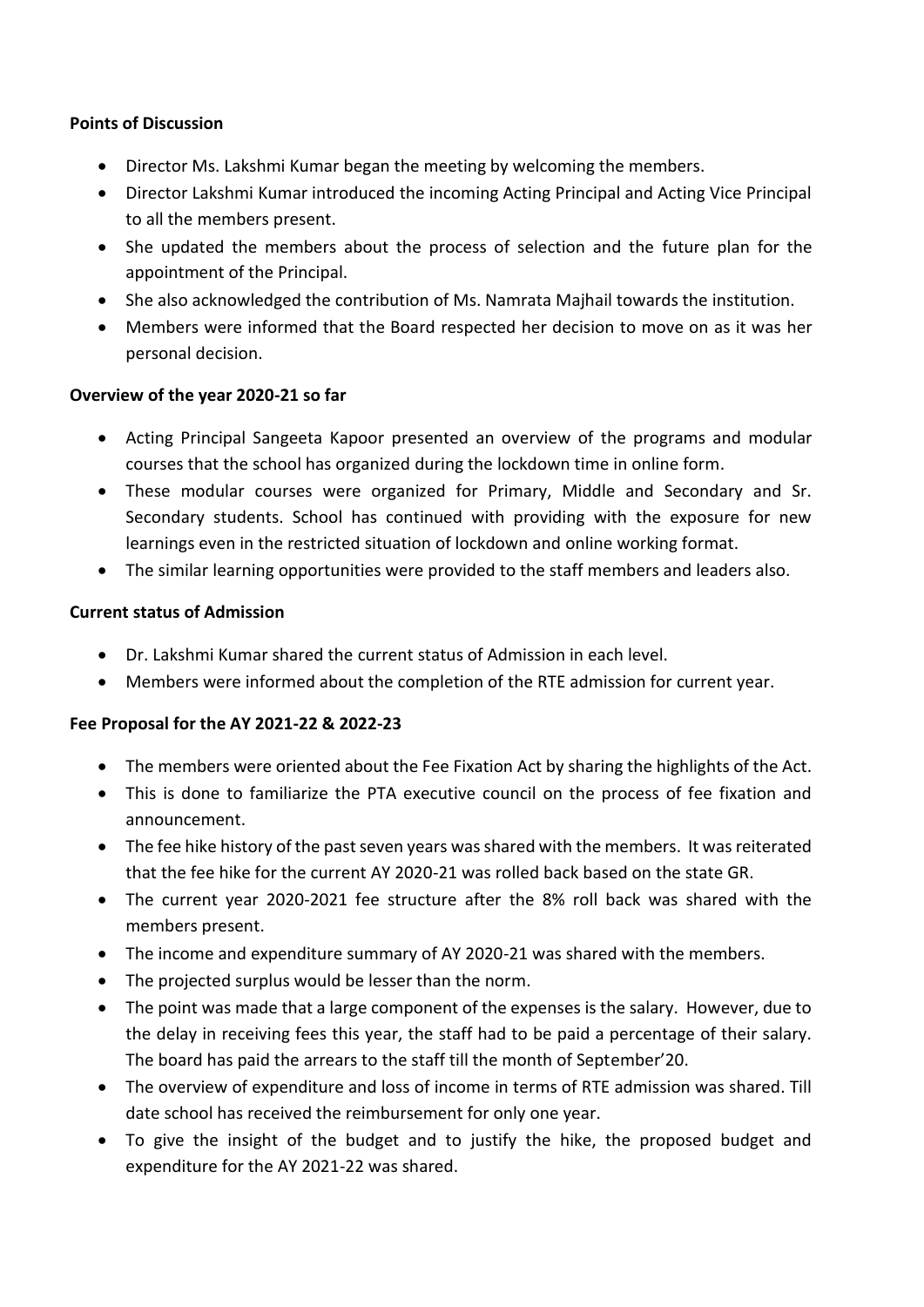**Points of Discussion**

- Director Ms. Lakshmi Kumar began the meeting by welcoming the members.
- Director Lakshmi Kumar introduced the incoming Acting Principal and Acting Vice Principal to all the members present.
- She updated the members about the process of selection and the future plan for the appointment of the Principal.
- She also acknowledged the contribution of Ms. Namrata Majhail towards the institution.
- Members were informed that the Board respected her decision to move on as it was her personal decision.

**Overview of the year 2020-21 so far**

- Acting Principal Sangeeta Kapoor presented an overview of the programs and modular courses that the school has organized during the lockdown time in online form.
- These modular courses were organized for Primary, Middle and Secondary and Sr. Secondary students. School has continued with providing with the exposure for new learnings even in the restricted situation of lockdown and online working format.
- The similar learning opportunities were provided to the staff members and leaders also.

**Current status of Admission**

- Dr. Lakshmi Kumar shared the current status of Admission in each level.
- Members were informed about the completion of the RTE admission for current year.

**Fee Proposal for the AY 2021-22 & 2022-23**

- The members were oriented about the Fee Fixation Act by sharing the highlights of the Act.
- This is done to familiarize the PTA executive council on the process of fee fixation and announcement.
- The fee hike history of the past seven years was shared with the members. It was reiterated that the fee hike for the current AY 2020-21 was rolled back based on the state GR.
- The current year 2020-2021 fee structure after the 8% roll back was shared with the members present.
- The income and expenditure summary of AY 2020-21 was shared with the members.
- The projected surplus would be lesser than the norm.
- The point was made that a large component of the expenses is the salary. However, due to the delay in receiving fees this year, the staff had to be paid a percentage of their salary. The board has paid the arrears to the staff till the month of September'20.
- The overview of expenditure and loss of income in terms of RTE admission was shared. Till date school has received the reimbursement for only one year.
- To give the insight of the budget and to justify the hike, the proposed budget and expenditure for the AY 2021-22 was shared.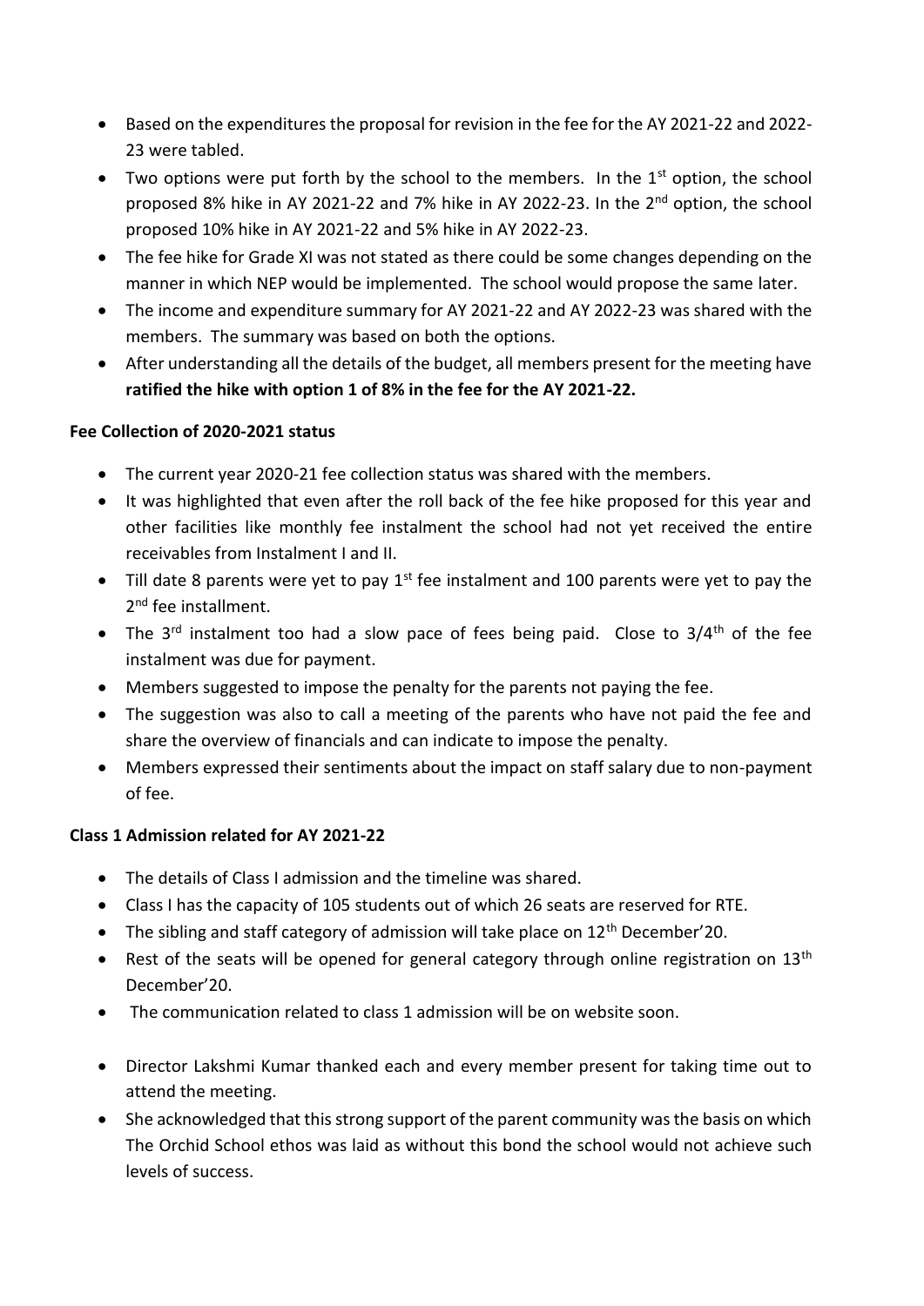- Based on the expenditures the proposal for revision in the fee for the AY 2021-22 and 2022-23 were tabled.
- Two options were put forth by the school to the members. In the 1st option, the school proposed 8% hike in AY 2021-22 and 7% hike in AY 2022-23. In the 2nd option, the school proposed 10% hike in AY 2021-22 and 5% hike in AY 2022-23.
- The fee hike for Grade XI was not stated as there could be some changes depending on the manner in which NEP would be implemented. The school would propose the same later.
- The income and expenditure summary for AY 2021-22 and AY 2022-23 was shared with the members. The summary was based on both the options.
- After understanding all the details of the budget, all members present for the meeting have **ratified the hike with option 1 of 8% in the fee for the AY 2021-22.**

**Fee Collection of 2020-2021 status**

- The current year 2020-21 fee collection status was shared with the members.
- It was highlighted that even after the roll back of the fee hike proposed for this year and other facilities like monthly fee instalment the school had not yet received the entire receivables from Instalment I and II.
- Till date 8 parents were yet to pay 1st fee instalment and 100 parents were yet to pay the 2nd fee installment.
- The 3rd instalment too had a slow pace of fees being paid. Close to 3/4th of the fee instalment was due for payment.
- Members suggested to impose the penalty for the parents not paying the fee.
- The suggestion was also to call a meeting of the parents who have not paid the fee and share the overview of financials and can indicate to impose the penalty.
- Members expressed their sentiments about the impact on staff salary due to non-payment of fee.

**Class 1 Admission related for AY 2021-22**

- The details of Class I admission and the timeline was shared.
- Class I has the capacity of 105 students out of which 26 seats are reserved for RTE.
- The sibling and staff category of admission will take place on 12th December'20.
- Rest of the seats will be opened for general category through online registration on 13th December'20.
- The communication related to class 1 admission will be on website soon.

- Director Lakshmi Kumar thanked each and every member present for taking time out to attend the meeting.
- She acknowledged that this strong support of the parent community was the basis on which The Orchid School ethos was laid as without this bond the school would not achieve such levels of success.